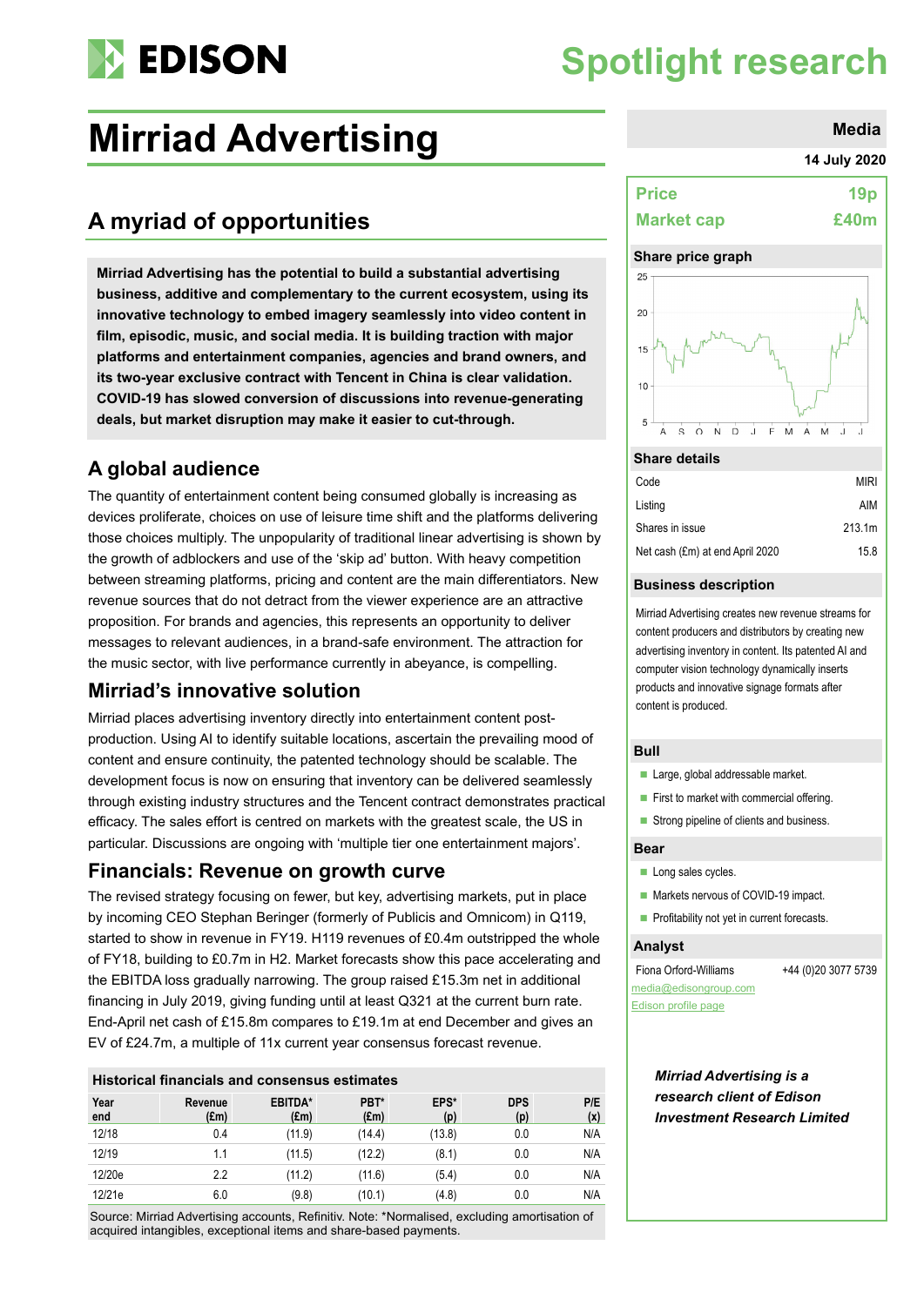# Mirriad Advertising

## A myriad of opportunities

**Mirriad Advertising has the potential to build a substantial advertising business, additive and complementary to the current ecosystem, using its innovative technology to embed imagery seamlessly into video content in film, episodic, music, and social media. It is building traction with major platforms and entertainment companies, agencies and brand owners, and its two-year exclusive contract with Tencent in China is clear validation. COVID-19 has slowed conversion of discussions into revenue-generating deals, but market disruption may make it easier to cut-through.**

## A global audience

The quantity of entertainment content being consumed globally is increasing as devices proliferate, choices on use of leisure time shift and the platforms delivering those choices multiply. The unpopularity of traditional linear advertising is shown by the growth of adblockers and use of the 'skip ad' button. With heavy competition between streaming platforms, pricing and content are the main differentiators. New revenue sources that do not detract from the viewer experience are an attractive proposition. For brands and agencies, this represents an opportunity to deliver messages to relevant audiences, in a brand-safe environment. The attraction for the music sector, with live performance currently in abeyance, is compelling.

## Mirriad's innovative solution

Mirriad places advertising inventory directly into entertainment content post-production. Using AI to identify suitable locations, ascertain the prevailing mood of content and ensure continuity, the patented technology should be scalable. The development focus is now on ensuring that inventory can be delivered seamlessly through existing industry structures and the Tencent contract demonstrates practical efficacy. The sales effort is centred on markets with the greatest scale, the US in particular. Discussions are ongoing with 'multiple tier one entertainment majors'.

## Financials: Revenue on growth curve

The revised strategy focusing on fewer, but key, advertising markets, put in place by incoming CEO Stephan Beringer (formerly of Publicis and Omnicom) in Q119, started to show in revenue in FY19. H119 revenues of £0.4m outstripped the whole of FY18, building to £0.7m in H2. Market forecasts show this pace accelerating and the EBITDA loss gradually narrowing. The group raised £15.3m net in additional financing in July 2019, giving funding until at least Q321 at the current burn rate. End-April net cash of £15.8m compares to £19.1m at end December and gives an EV of £24.7m, a multiple of 11x current year consensus forecast revenue.

**Historical financials and consensus estimates**

| Year end | Revenue (£m) | EBITDA* (£m) | PBT* (£m) | EPS* (p) | DPS (p) | P/E (x) |
|---|---|---|---|---|---|---|
| 12/18 | 0.4 | (11.9) | (14.4) | (13.8) | 0.0 | N/A |
| 12/19 | 1.1 | (11.5) | (12.2) | (8.1) | 0.0 | N/A |
| 12/20e | 2.2 | (11.2) | (11.6) | (5.4) | 0.0 | N/A |
| 12/21e | 6.0 | (9.8) | (10.1) | (4.8) | 0.0 | N/A |

Source: Mirriad Advertising accounts, Refinitiv. Note: *Normalised, excluding amortisation of acquired intangibles, exceptional items and share-based payments.

**Media**

**14 July 2020**

| | |
|---|---|
| **Price** | **19p** |
| **Market cap** | **£40m** |

**Share price graph**

**Share details**

| | |
|---|---|
| Code | MIRI |
| Listing | AIM |
| Shares in issue | 213.1m |
| Net cash (£m) at end April 2020 | 15.8 |

**Business description**

Mirriad Advertising creates new revenue streams for content producers and distributors by creating new advertising inventory in content. Its patented AI and computer vision technology dynamically inserts products and innovative signage formats after content is produced.

**Bull**

- Large, global addressable market.
- First to market with commercial offering.
- Strong pipeline of clients and business.

**Bear**

- Long sales cycles.
- Markets nervous of COVID-19 impact.
- Profitability not yet in current forecasts.

**Analyst**

Fiona Orford-Williams +44 (0)20 3077 5739

media@edisongroup.com

Edison profile page

***Mirriad Advertising is a research client of Edison Investment Research Limited***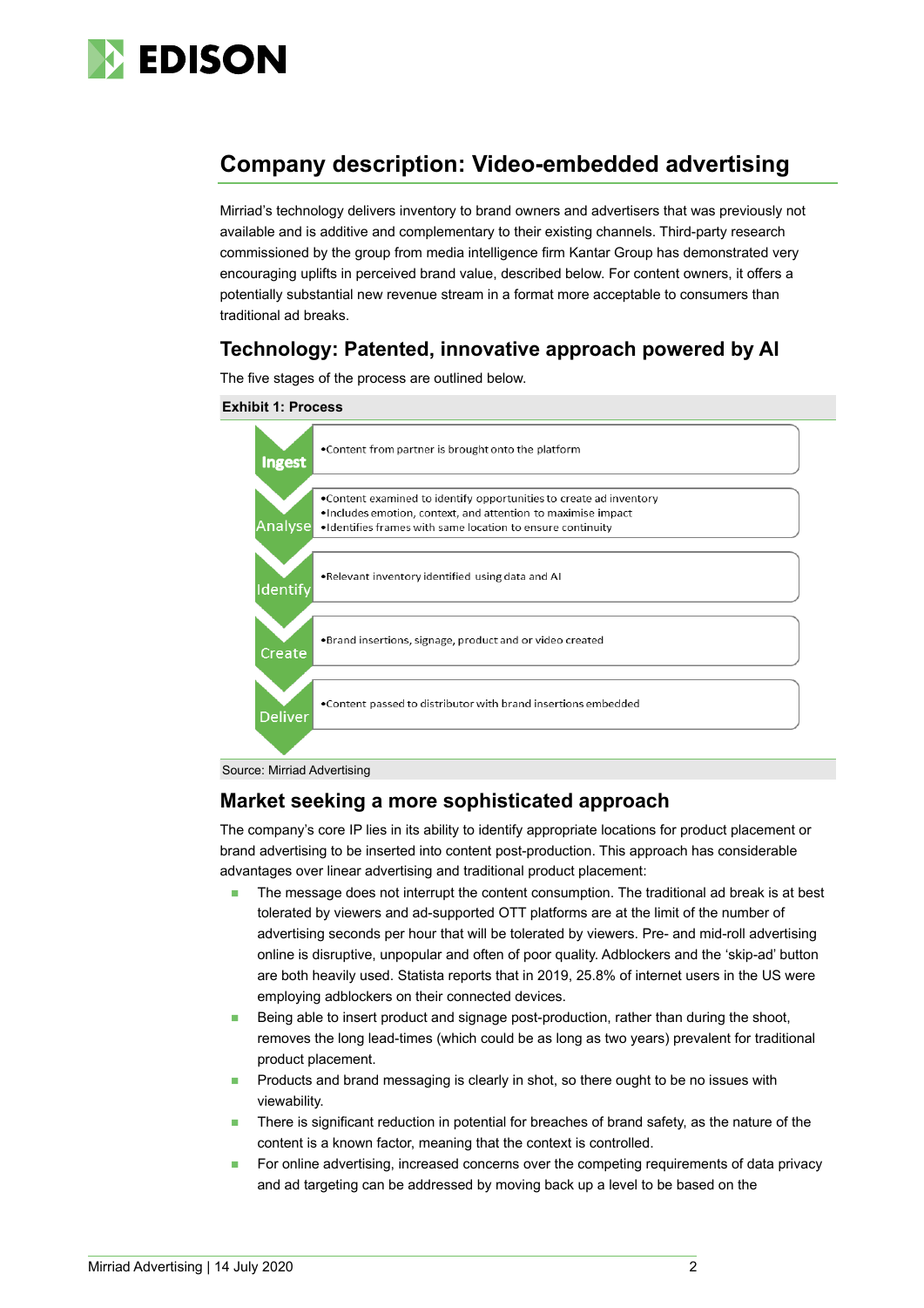## Company description: Video-embedded advertising

Mirriad's technology delivers inventory to brand owners and advertisers that was previously not available and is additive and complementary to their existing channels. Third-party research commissioned by the group from media intelligence firm Kantar Group has demonstrated very encouraging uplifts in perceived brand value, described below. For content owners, it offers a potentially substantial new revenue stream in a format more acceptable to consumers than traditional ad breaks.

### Technology: Patented, innovative approach powered by AI

The five stages of the process are outlined below.

**Exhibit 1: Process**

| Stage | Description |
|---|---|
| Ingest | •Content from partner is brought onto the platform |
| Analyse | •Content examined to identify opportunities to create ad inventory<br>•Includes emotion, context, and attention to maximise impact<br>•Identifies frames with same location to ensure continuity |
| Identify | •Relevant inventory identified using data and AI |
| Create | •Brand insertions, signage, product and or video created |
| Deliver | •Content passed to distributor with brand insertions embedded |

Source: Mirriad Advertising

### Market seeking a more sophisticated approach

The company's core IP lies in its ability to identify appropriate locations for product placement or brand advertising to be inserted into content post-production. This approach has considerable advantages over linear advertising and traditional product placement:

- The message does not interrupt the content consumption. The traditional ad break is at best tolerated by viewers and ad-supported OTT platforms are at the limit of the number of advertising seconds per hour that will be tolerated by viewers. Pre- and mid-roll advertising online is disruptive, unpopular and often of poor quality. Adblockers and the 'skip-ad' button are both heavily used. Statista reports that in 2019, 25.8% of internet users in the US were employing adblockers on their connected devices.
- Being able to insert product and signage post-production, rather than during the shoot, removes the long lead-times (which could be as long as two years) prevalent for traditional product placement.
- Products and brand messaging is clearly in shot, so there ought to be no issues with viewability.
- There is significant reduction in potential for breaches of brand safety, as the nature of the content is a known factor, meaning that the context is controlled.
- For online advertising, increased concerns over the competing requirements of data privacy and ad targeting can be addressed by moving back up a level to be based on the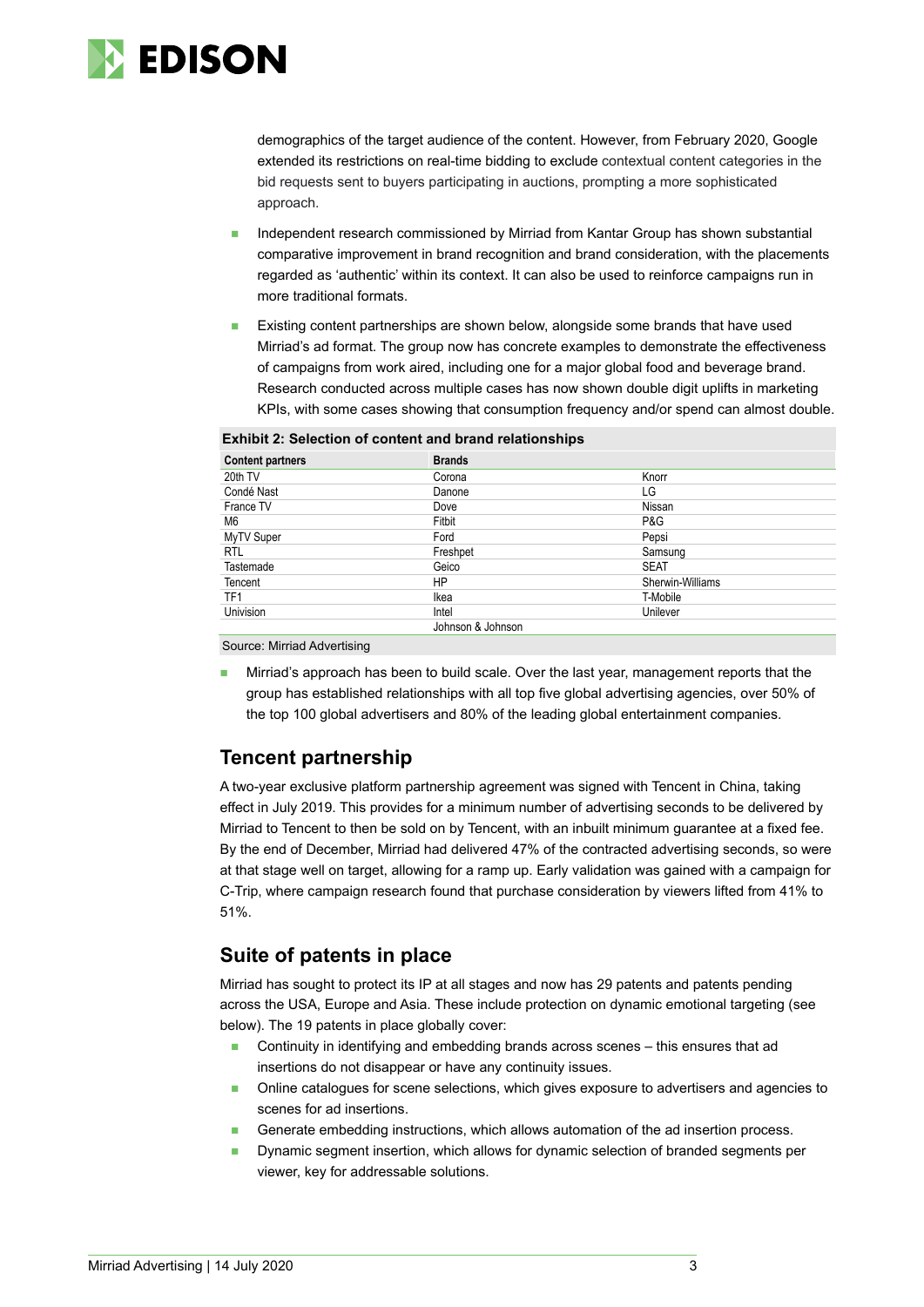demographics of the target audience of the content. However, from February 2020, Google extended its restrictions on real-time bidding to exclude contextual content categories in the bid requests sent to buyers participating in auctions, prompting a more sophisticated approach.

- Independent research commissioned by Mirriad from Kantar Group has shown substantial comparative improvement in brand recognition and brand consideration, with the placements regarded as 'authentic' within its context. It can also be used to reinforce campaigns run in more traditional formats.
- Existing content partnerships are shown below, alongside some brands that have used Mirriad's ad format. The group now has concrete examples to demonstrate the effectiveness of campaigns from work aired, including one for a major global food and beverage brand. Research conducted across multiple cases has now shown double digit uplifts in marketing KPIs, with some cases showing that consumption frequency and/or spend can almost double.

**Exhibit 2: Selection of content and brand relationships**

| Content partners | Brands | |
|---|---|---|
| 20th TV | Corona | Knorr |
| Condé Nast | Danone | LG |
| France TV | Dove | Nissan |
| M6 | Fitbit | P&G |
| MyTV Super | Ford | Pepsi |
| RTL | Freshpet | Samsung |
| Tastemade | Geico | SEAT |
| Tencent | HP | Sherwin-Williams |
| TF1 | Ikea | T-Mobile |
| Univision | Intel | Unilever |
| | Johnson & Johnson | |

Source: Mirriad Advertising

- Mirriad's approach has been to build scale. Over the last year, management reports that the group has established relationships with all top five global advertising agencies, over 50% of the top 100 global advertisers and 80% of the leading global entertainment companies.

## Tencent partnership

A two-year exclusive platform partnership agreement was signed with Tencent in China, taking effect in July 2019. This provides for a minimum number of advertising seconds to be delivered by Mirriad to Tencent to then be sold on by Tencent, with an inbuilt minimum guarantee at a fixed fee. By the end of December, Mirriad had delivered 47% of the contracted advertising seconds, so were at that stage well on target, allowing for a ramp up. Early validation was gained with a campaign for C-Trip, where campaign research found that purchase consideration by viewers lifted from 41% to 51%.

## Suite of patents in place

Mirriad has sought to protect its IP at all stages and now has 29 patents and patents pending across the USA, Europe and Asia. These include protection on dynamic emotional targeting (see below). The 19 patents in place globally cover:

- Continuity in identifying and embedding brands across scenes – this ensures that ad insertions do not disappear or have any continuity issues.
- Online catalogues for scene selections, which gives exposure to advertisers and agencies to scenes for ad insertions.
- Generate embedding instructions, which allows automation of the ad insertion process.
- Dynamic segment insertion, which allows for dynamic selection of branded segments per viewer, key for addressable solutions.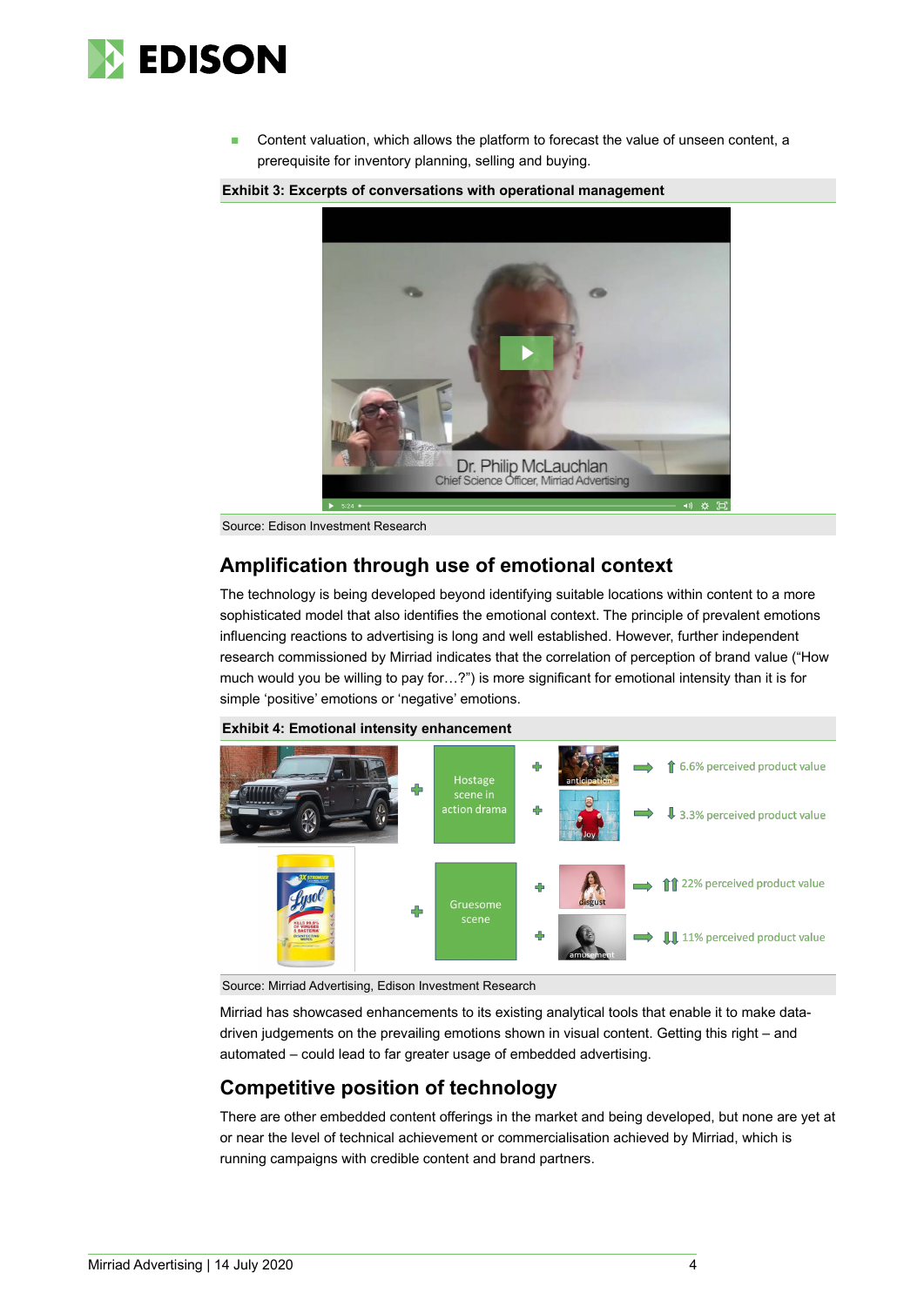- Content valuation, which allows the platform to forecast the value of unseen content, a prerequisite for inventory planning, selling and buying.

**Exhibit 3: Excerpts of conversations with operational management**

Source: Edison Investment Research

## Amplification through use of emotional context

The technology is being developed beyond identifying suitable locations within content to a more sophisticated model that also identifies the emotional context. The principle of prevalent emotions influencing reactions to advertising is long and well established. However, further independent research commissioned by Mirriad indicates that the correlation of perception of brand value ("How much would you be willing to pay for…?") is more significant for emotional intensity than it is for simple 'positive' emotions or 'negative' emotions.

**Exhibit 4: Emotional intensity enhancement**

Source: Mirriad Advertising, Edison Investment Research

Mirriad has showcased enhancements to its existing analytical tools that enable it to make data-driven judgements on the prevailing emotions shown in visual content. Getting this right – and automated – could lead to far greater usage of embedded advertising.

## Competitive position of technology

There are other embedded content offerings in the market and being developed, but none are yet at or near the level of technical achievement or commercialisation achieved by Mirriad, which is running campaigns with credible content and brand partners.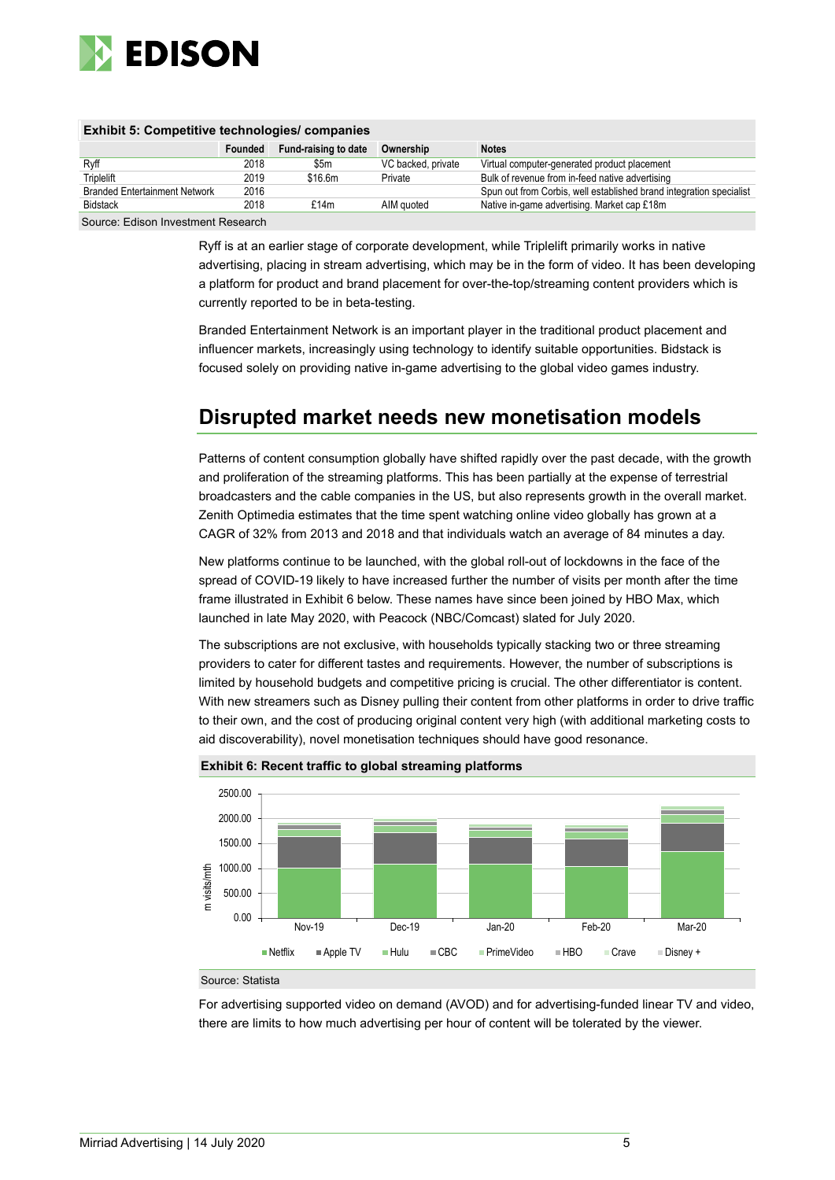**Exhibit 5: Competitive technologies/ companies**

| | Founded | Fund-raising to date | Ownership | Notes |
|---|---|---|---|---|
| Ryff | 2018 | $5m | VC backed, private | Virtual computer-generated product placement |
| Triplelift | 2019 | $16.6m | Private | Bulk of revenue from in-feed native advertising |
| Branded Entertainment Network | 2016 | | | Spun out from Corbis, well established brand integration specialist |
| Bidstack | 2018 | £14m | AIM quoted | Native in-game advertising. Market cap £18m |

Source: Edison Investment Research

Ryff is at an earlier stage of corporate development, while Triplelift primarily works in native advertising, placing in stream advertising, which may be in the form of video. It has been developing a platform for product and brand placement for over-the-top/streaming content providers which is currently reported to be in beta-testing.

Branded Entertainment Network is an important player in the traditional product placement and influencer markets, increasingly using technology to identify suitable opportunities. Bidstack is focused solely on providing native in-game advertising to the global video games industry.

## Disrupted market needs new monetisation models

Patterns of content consumption globally have shifted rapidly over the past decade, with the growth and proliferation of the streaming platforms. This has been partially at the expense of terrestrial broadcasters and the cable companies in the US, but also represents growth in the overall market. Zenith Optimedia estimates that the time spent watching online video globally has grown at a CAGR of 32% from 2013 and 2018 and that individuals watch an average of 84 minutes a day.

New platforms continue to be launched, with the global roll-out of lockdowns in the face of the spread of COVID-19 likely to have increased further the number of visits per month after the time frame illustrated in Exhibit 6 below. These names have since been joined by HBO Max, which launched in late May 2020, with Peacock (NBC/Comcast) slated for July 2020.

The subscriptions are not exclusive, with households typically stacking two or three streaming providers to cater for different tastes and requirements. However, the number of subscriptions is limited by household budgets and competitive pricing is crucial. The other differentiator is content. With new streamers such as Disney pulling their content from other platforms in order to drive traffic to their own, and the cost of producing original content very high (with additional marketing costs to aid discoverability), novel monetisation techniques should have good resonance.

**Exhibit 6: Recent traffic to global streaming platforms**

Source: Statista

For advertising supported video on demand (AVOD) and for advertising-funded linear TV and video, there are limits to how much advertising per hour of content will be tolerated by the viewer.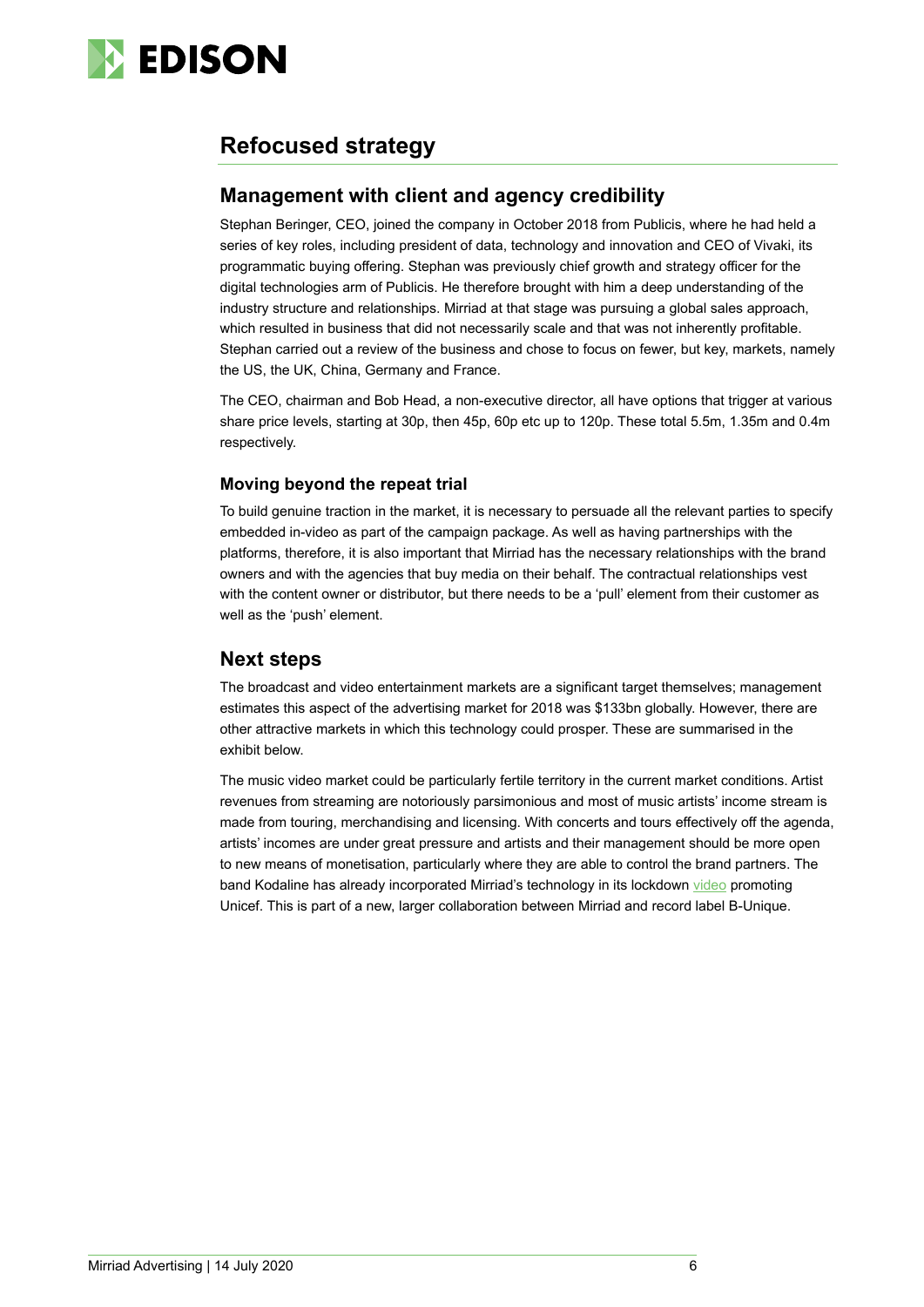## Refocused strategy

### Management with client and agency credibility

Stephan Beringer, CEO, joined the company in October 2018 from Publicis, where he had held a series of key roles, including president of data, technology and innovation and CEO of Vivaki, its programmatic buying offering. Stephan was previously chief growth and strategy officer for the digital technologies arm of Publicis. He therefore brought with him a deep understanding of the industry structure and relationships. Mirriad at that stage was pursuing a global sales approach, which resulted in business that did not necessarily scale and that was not inherently profitable. Stephan carried out a review of the business and chose to focus on fewer, but key, markets, namely the US, the UK, China, Germany and France.

The CEO, chairman and Bob Head, a non-executive director, all have options that trigger at various share price levels, starting at 30p, then 45p, 60p etc up to 120p. These total 5.5m, 1.35m and 0.4m respectively.

#### Moving beyond the repeat trial

To build genuine traction in the market, it is necessary to persuade all the relevant parties to specify embedded in-video as part of the campaign package. As well as having partnerships with the platforms, therefore, it is also important that Mirriad has the necessary relationships with the brand owners and with the agencies that buy media on their behalf. The contractual relationships vest with the content owner or distributor, but there needs to be a 'pull' element from their customer as well as the 'push' element.

### Next steps

The broadcast and video entertainment markets are a significant target themselves; management estimates this aspect of the advertising market for 2018 was $133bn globally. However, there are other attractive markets in which this technology could prosper. These are summarised in the exhibit below.

The music video market could be particularly fertile territory in the current market conditions. Artist revenues from streaming are notoriously parsimonious and most of music artists' income stream is made from touring, merchandising and licensing. With concerts and tours effectively off the agenda, artists' incomes are under great pressure and artists and their management should be more open to new means of monetisation, particularly where they are able to control the brand partners. The band Kodaline has already incorporated Mirriad's technology in its lockdown video promoting Unicef. This is part of a new, larger collaboration between Mirriad and record label B-Unique.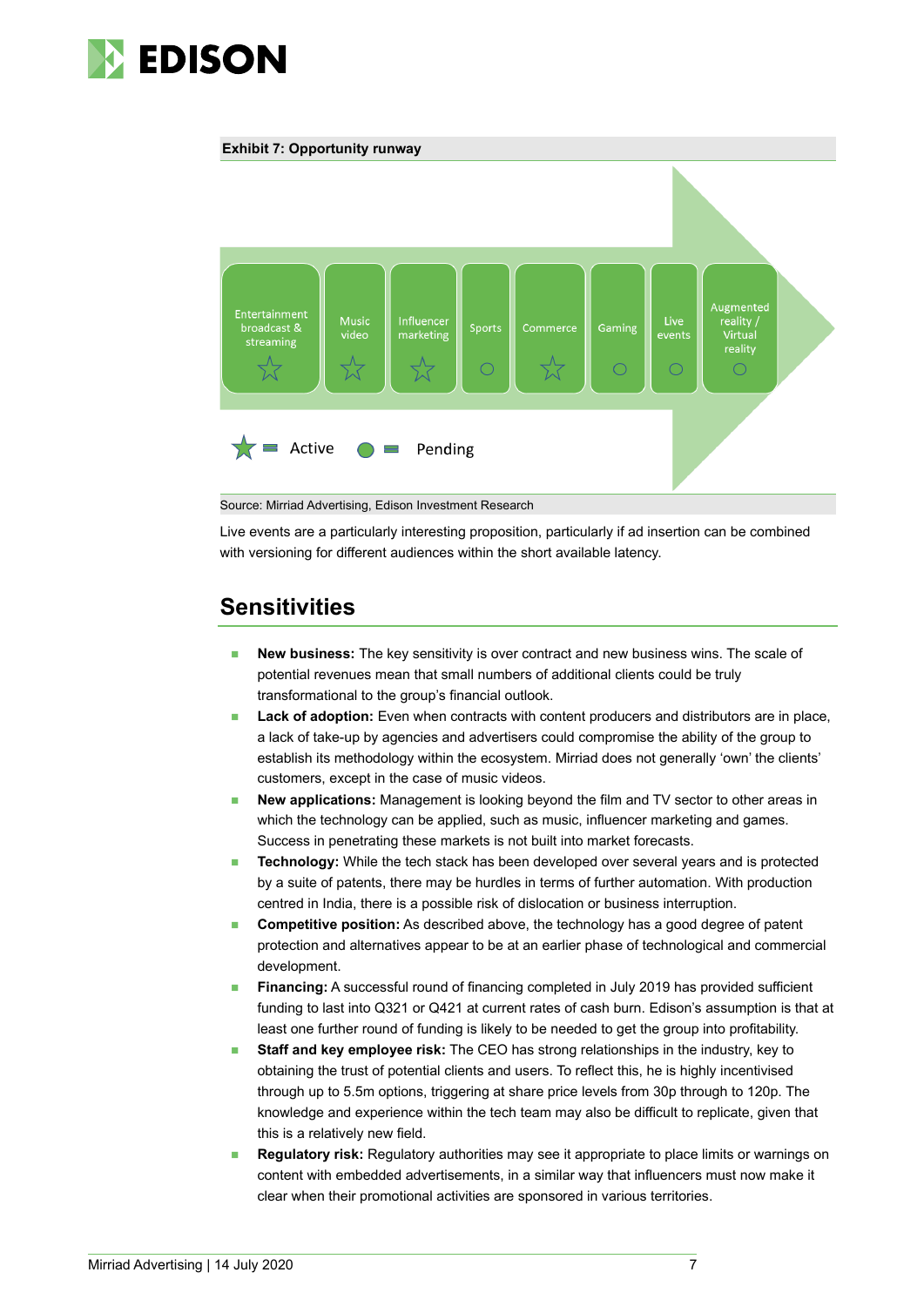**Exhibit 7: Opportunity runway**

| Entertainment broadcast & streaming | Music video | Influencer marketing | Sports | Commerce | Gaming | Live events | Augmented reality / Virtual reality |
|---|---|---|---|---|---|---|---|
| ☆ | ☆ | ☆ | ○ | ☆ | ○ | ○ | ○ |

☆ = Active ○ = Pending

Source: Mirriad Advertising, Edison Investment Research

Live events are a particularly interesting proposition, particularly if ad insertion can be combined with versioning for different audiences within the short available latency.

## Sensitivities

- **New business:** The key sensitivity is over contract and new business wins. The scale of potential revenues mean that small numbers of additional clients could be truly transformational to the group's financial outlook.
- **Lack of adoption:** Even when contracts with content producers and distributors are in place, a lack of take-up by agencies and advertisers could compromise the ability of the group to establish its methodology within the ecosystem. Mirriad does not generally 'own' the clients' customers, except in the case of music videos.
- **New applications:** Management is looking beyond the film and TV sector to other areas in which the technology can be applied, such as music, influencer marketing and games. Success in penetrating these markets is not built into market forecasts.
- **Technology:** While the tech stack has been developed over several years and is protected by a suite of patents, there may be hurdles in terms of further automation. With production centred in India, there is a possible risk of dislocation or business interruption.
- **Competitive position:** As described above, the technology has a good degree of patent protection and alternatives appear to be at an earlier phase of technological and commercial development.
- **Financing:** A successful round of financing completed in July 2019 has provided sufficient funding to last into Q321 or Q421 at current rates of cash burn. Edison's assumption is that at least one further round of funding is likely to be needed to get the group into profitability.
- **Staff and key employee risk:** The CEO has strong relationships in the industry, key to obtaining the trust of potential clients and users. To reflect this, he is highly incentivised through up to 5.5m options, triggering at share price levels from 30p through to 120p. The knowledge and experience within the tech team may also be difficult to replicate, given that this is a relatively new field.
- **Regulatory risk:** Regulatory authorities may see it appropriate to place limits or warnings on content with embedded advertisements, in a similar way that influencers must now make it clear when their promotional activities are sponsored in various territories.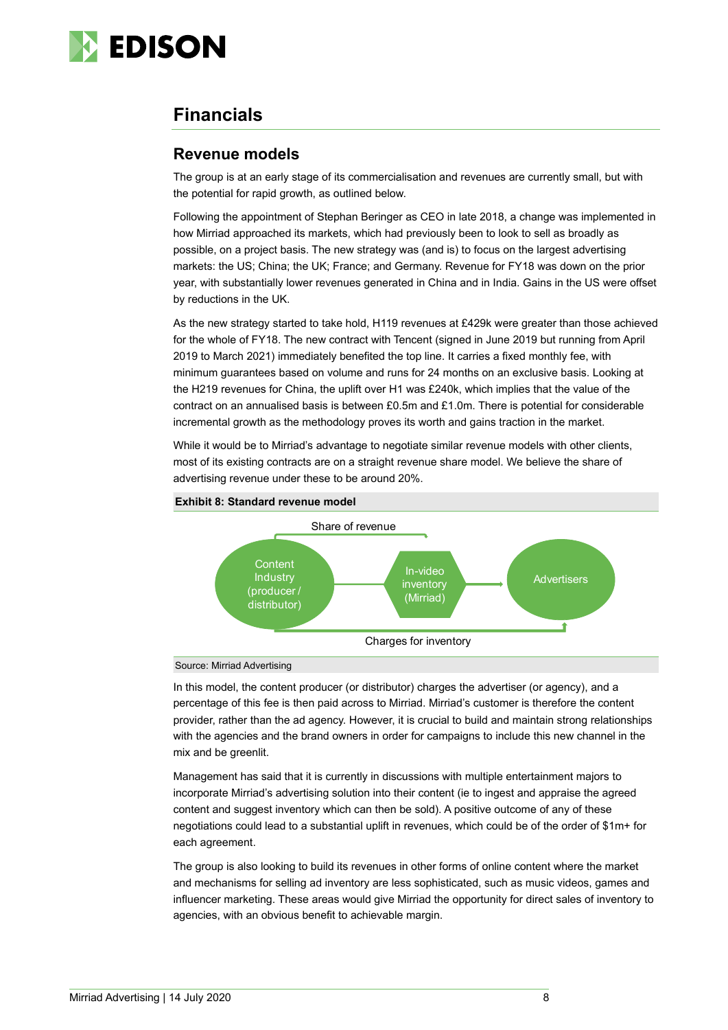# Financials

## Revenue models

The group is at an early stage of its commercialisation and revenues are currently small, but with the potential for rapid growth, as outlined below.

Following the appointment of Stephan Beringer as CEO in late 2018, a change was implemented in how Mirriad approached its markets, which had previously been to look to sell as broadly as possible, on a project basis. The new strategy was (and is) to focus on the largest advertising markets: the US; China; the UK; France; and Germany. Revenue for FY18 was down on the prior year, with substantially lower revenues generated in China and in India. Gains in the US were offset by reductions in the UK.

As the new strategy started to take hold, H119 revenues at £429k were greater than those achieved for the whole of FY18. The new contract with Tencent (signed in June 2019 but running from April 2019 to March 2021) immediately benefited the top line. It carries a fixed monthly fee, with minimum guarantees based on volume and runs for 24 months on an exclusive basis. Looking at the H219 revenues for China, the uplift over H1 was £240k, which implies that the value of the contract on an annualised basis is between £0.5m and £1.0m. There is potential for considerable incremental growth as the methodology proves its worth and gains traction in the market.

While it would be to Mirriad's advantage to negotiate similar revenue models with other clients, most of its existing contracts are on a straight revenue share model. We believe the share of advertising revenue under these to be around 20%.

**Exhibit 8: Standard revenue model**

Share of revenue

Content Industry (producer / distributor) → In-video inventory (Mirriad) → Advertisers

Charges for inventory

Source: Mirriad Advertising

In this model, the content producer (or distributor) charges the advertiser (or agency), and a percentage of this fee is then paid across to Mirriad. Mirriad's customer is therefore the content provider, rather than the ad agency. However, it is crucial to build and maintain strong relationships with the agencies and the brand owners in order for campaigns to include this new channel in the mix and be greenlit.

Management has said that it is currently in discussions with multiple entertainment majors to incorporate Mirriad's advertising solution into their content (ie to ingest and appraise the agreed content and suggest inventory which can then be sold). A positive outcome of any of these negotiations could lead to a substantial uplift in revenues, which could be of the order of $1m+ for each agreement.

The group is also looking to build its revenues in other forms of online content where the market and mechanisms for selling ad inventory are less sophisticated, such as music videos, games and influencer marketing. These areas would give Mirriad the opportunity for direct sales of inventory to agencies, with an obvious benefit to achievable margin.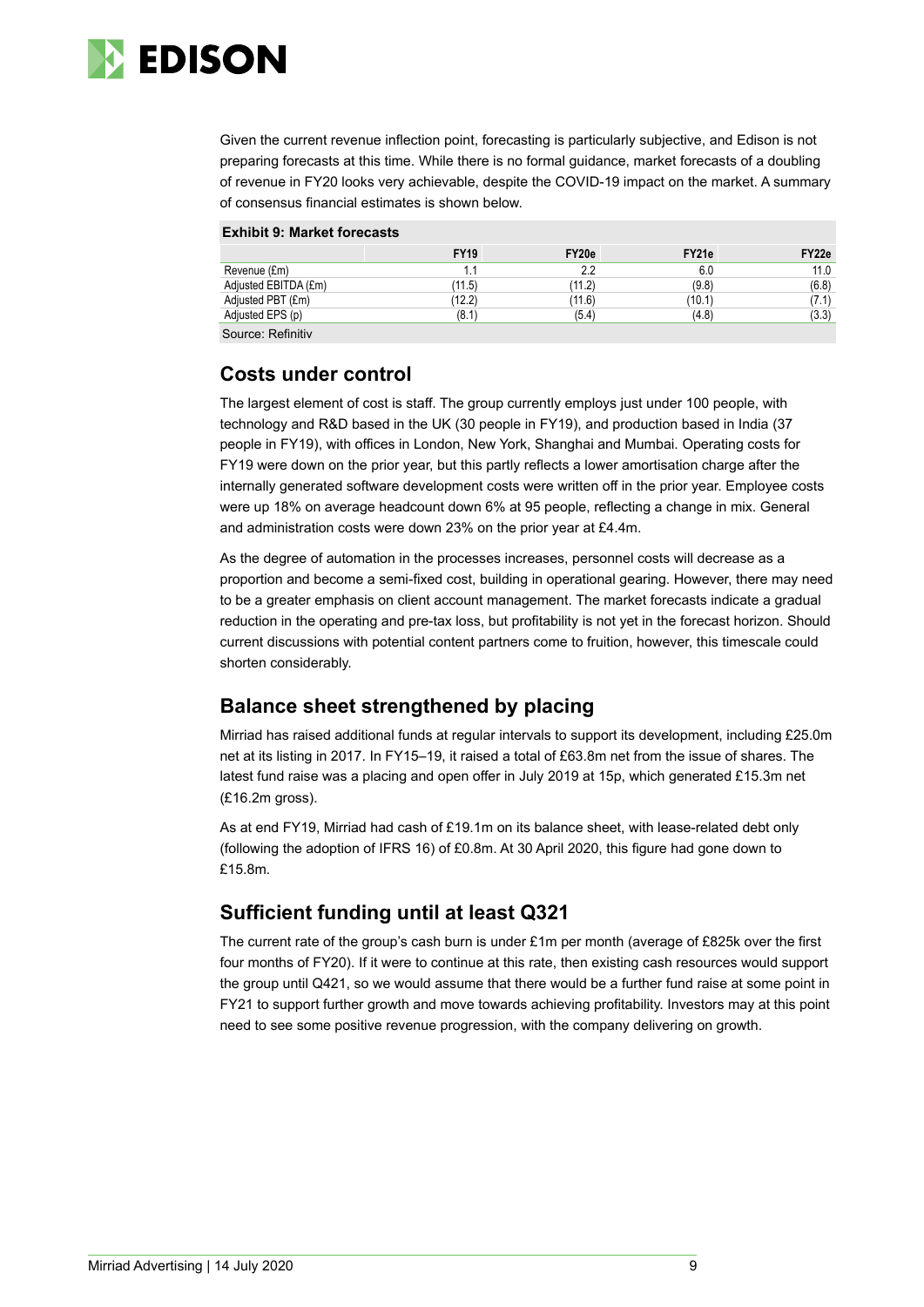Given the current revenue inflection point, forecasting is particularly subjective, and Edison is not preparing forecasts at this time. While there is no formal guidance, market forecasts of a doubling of revenue in FY20 looks very achievable, despite the COVID-19 impact on the market. A summary of consensus financial estimates is shown below.

**Exhibit 9: Market forecasts**

| | FY19 | FY20e | FY21e | FY22e |
|---|---|---|---|---|
| Revenue (£m) | 1.1 | 2.2 | 6.0 | 11.0 |
| Adjusted EBITDA (£m) | (11.5) | (11.2) | (9.8) | (6.8) |
| Adjusted PBT (£m) | (12.2) | (11.6) | (10.1) | (7.1) |
| Adjusted EPS (p) | (8.1) | (5.4) | (4.8) | (3.3) |

Source: Refinitiv

## Costs under control

The largest element of cost is staff. The group currently employs just under 100 people, with technology and R&D based in the UK (30 people in FY19), and production based in India (37 people in FY19), with offices in London, New York, Shanghai and Mumbai. Operating costs for FY19 were down on the prior year, but this partly reflects a lower amortisation charge after the internally generated software development costs were written off in the prior year. Employee costs were up 18% on average headcount down 6% at 95 people, reflecting a change in mix. General and administration costs were down 23% on the prior year at £4.4m.

As the degree of automation in the processes increases, personnel costs will decrease as a proportion and become a semi-fixed cost, building in operational gearing. However, there may need to be a greater emphasis on client account management. The market forecasts indicate a gradual reduction in the operating and pre-tax loss, but profitability is not yet in the forecast horizon. Should current discussions with potential content partners come to fruition, however, this timescale could shorten considerably.

## Balance sheet strengthened by placing

Mirriad has raised additional funds at regular intervals to support its development, including £25.0m net at its listing in 2017. In FY15–19, it raised a total of £63.8m net from the issue of shares. The latest fund raise was a placing and open offer in July 2019 at 15p, which generated £15.3m net (£16.2m gross).

As at end FY19, Mirriad had cash of £19.1m on its balance sheet, with lease-related debt only (following the adoption of IFRS 16) of £0.8m. At 30 April 2020, this figure had gone down to £15.8m.

## Sufficient funding until at least Q321

The current rate of the group's cash burn is under £1m per month (average of £825k over the first four months of FY20). If it were to continue at this rate, then existing cash resources would support the group until Q421, so we would assume that there would be a further fund raise at some point in FY21 to support further growth and move towards achieving profitability. Investors may at this point need to see some positive revenue progression, with the company delivering on growth.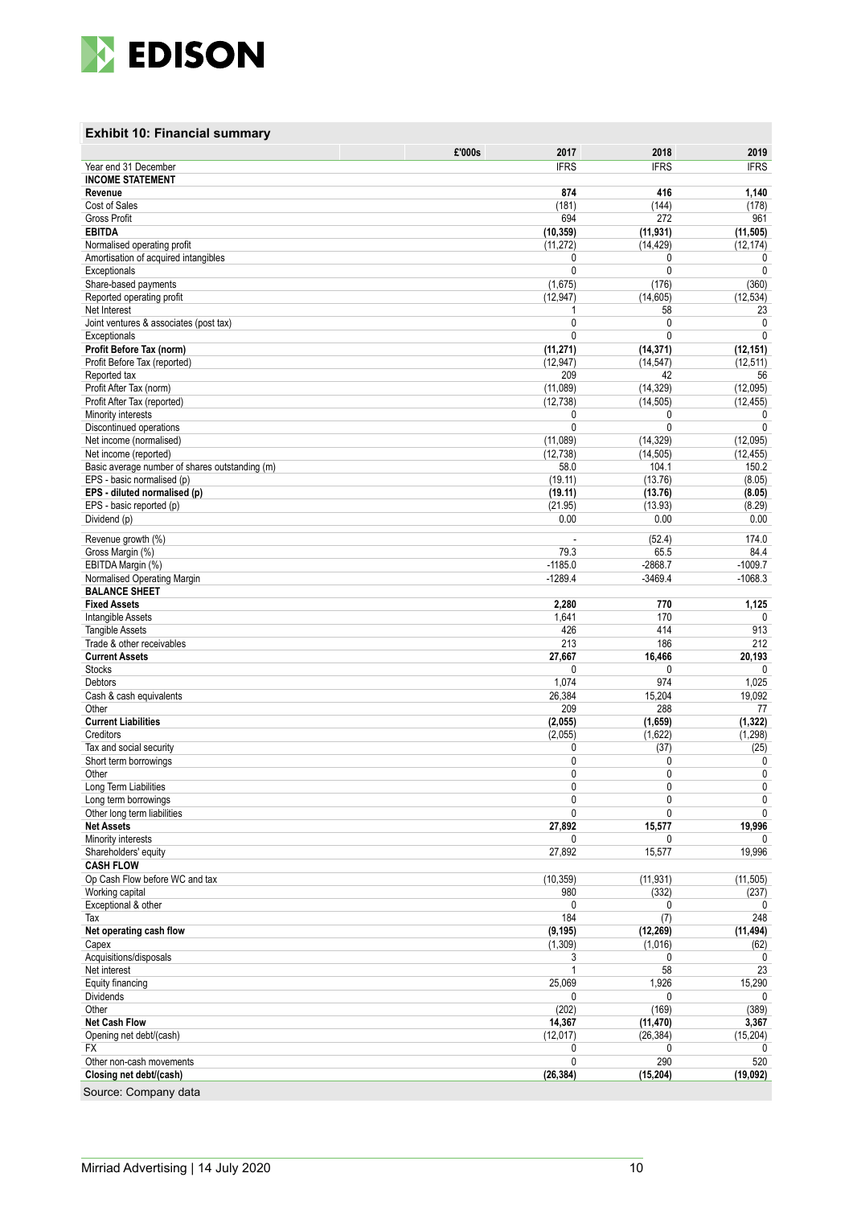## Exhibit 10: Financial summary

| £'000s | 2017 | 2018 | 2019 |
|---|---|---|---|
| Year end 31 December | IFRS | IFRS | IFRS |
| **INCOME STATEMENT** | | | |
| **Revenue** | **874** | **416** | **1,140** |
| Cost of Sales | (181) | (144) | (178) |
| Gross Profit | 694 | 272 | 961 |
| **EBITDA** | **(10,359)** | **(11,931)** | **(11,505)** |
| Normalised operating profit | (11,272) | (14,429) | (12,174) |
| Amortisation of acquired intangibles | 0 | 0 | 0 |
| Exceptionals | 0 | 0 | 0 |
| Share-based payments | (1,675) | (176) | (360) |
| Reported operating profit | (12,947) | (14,605) | (12,534) |
| Net Interest | 1 | 58 | 23 |
| Joint ventures & associates (post tax) | 0 | 0 | 0 |
| Exceptionals | 0 | 0 | 0 |
| **Profit Before Tax (norm)** | **(11,271)** | **(14,371)** | **(12,151)** |
| Profit Before Tax (reported) | (12,947) | (14,547) | (12,511) |
| Reported tax | 209 | 42 | 56 |
| Profit After Tax (norm) | (11,089) | (14,329) | (12,095) |
| Profit After Tax (reported) | (12,738) | (14,505) | (12,455) |
| Minority interests | 0 | 0 | 0 |
| Discontinued operations | 0 | 0 | 0 |
| Net income (normalised) | (11,089) | (14,329) | (12,095) |
| Net income (reported) | (12,738) | (14,505) | (12,455) |
| Basic average number of shares outstanding (m) | 58.0 | 104.1 | 150.2 |
| EPS - basic normalised (p) | (19.11) | (13.76) | (8.05) |
| **EPS - diluted normalised (p)** | **(19.11)** | **(13.76)** | **(8.05)** |
| EPS - basic reported (p) | (21.95) | (13.93) | (8.29) |
| Dividend (p) | 0.00 | 0.00 | 0.00 |
| Revenue growth (%) | - | (52.4) | 174.0 |
| Gross Margin (%) | 79.3 | 65.5 | 84.4 |
| EBITDA Margin (%) | -1185.0 | -2868.7 | -1009.7 |
| Normalised Operating Margin | -1289.4 | -3469.4 | -1068.3 |
| **BALANCE SHEET** | | | |
| **Fixed Assets** | **2,280** | **770** | **1,125** |
| Intangible Assets | 1,641 | 170 | 0 |
| Tangible Assets | 426 | 414 | 913 |
| Trade & other receivables | 213 | 186 | 212 |
| **Current Assets** | **27,667** | **16,466** | **20,193** |
| Stocks | 0 | 0 | 0 |
| Debtors | 1,074 | 974 | 1,025 |
| Cash & cash equivalents | 26,384 | 15,204 | 19,092 |
| Other | 209 | 288 | 77 |
| **Current Liabilities** | **(2,055)** | **(1,659)** | **(1,322)** |
| Creditors | (2,055) | (1,622) | (1,298) |
| Tax and social security | 0 | (37) | (25) |
| Short term borrowings | 0 | 0 | 0 |
| Other | 0 | 0 | 0 |
| Long Term Liabilities | 0 | 0 | 0 |
| Long term borrowings | 0 | 0 | 0 |
| Other long term liabilities | 0 | 0 | 0 |
| **Net Assets** | **27,892** | **15,577** | **19,996** |
| Minority interests | 0 | 0 | 0 |
| Shareholders' equity | 27,892 | 15,577 | 19,996 |
| **CASH FLOW** | | | |
| Op Cash Flow before WC and tax | (10,359) | (11,931) | (11,505) |
| Working capital | 980 | (332) | (237) |
| Exceptional & other | 0 | 0 | 0 |
| Tax | 184 | (7) | 248 |
| **Net operating cash flow** | **(9,195)** | **(12,269)** | **(11,494)** |
| Capex | (1,309) | (1,016) | (62) |
| Acquisitions/disposals | 3 | 0 | 0 |
| Net interest | 1 | 58 | 23 |
| Equity financing | 25,069 | 1,926 | 15,290 |
| Dividends | 0 | 0 | 0 |
| Other | (202) | (169) | (389) |
| **Net Cash Flow** | **14,367** | **(11,470)** | **3,367** |
| Opening net debt/(cash) | (12,017) | (26,384) | (15,204) |
| FX | 0 | 0 | 0 |
| Other non-cash movements | 0 | 290 | 520 |
| **Closing net debt/(cash)** | **(26,384)** | **(15,204)** | **(19,092)** |

Source: Company data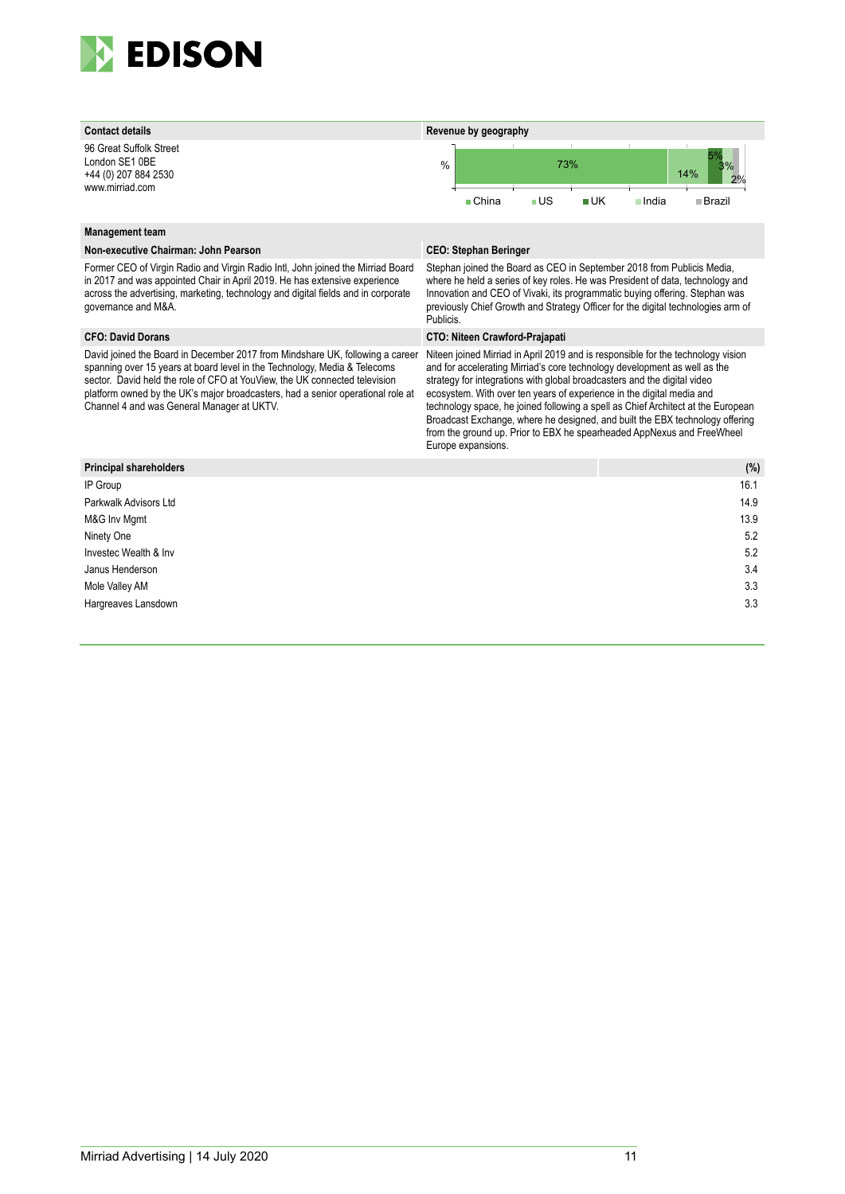## Contact details

96 Great Suffolk Street
London SE1 0BE
+44 (0) 207 884 2530
www.mirriad.com

## Revenue by geography

| China | US | UK | India | Brazil |
|---|---|---|---|---|
| 73% | 14% | 5% | 3% | 2% |

## Management team

### Non-executive Chairman: John Pearson

Former CEO of Virgin Radio and Virgin Radio Intl, John joined the Mirriad Board in 2017 and was appointed Chair in April 2019. He has extensive experience across the advertising, marketing, technology and digital fields and in corporate governance and M&A.

### CEO: Stephan Beringer

Stephan joined the Board as CEO in September 2018 from Publicis Media, where he held a series of key roles. He was President of data, technology and Innovation and CEO of Vivaki, its programmatic buying offering. Stephan was previously Chief Growth and Strategy Officer for the digital technologies arm of Publicis.

### CFO: David Dorans

David joined the Board in December 2017 from Mindshare UK, following a career spanning over 15 years at board level in the Technology, Media & Telecoms sector. David held the role of CFO at YouView, the UK connected television platform owned by the UK's major broadcasters, had a senior operational role at Channel 4 and was General Manager at UKTV.

### CTO: Niteen Crawford-Prajapati

Niteen joined Mirriad in April 2019 and is responsible for the technology vision and for accelerating Mirriad's core technology development as well as the strategy for integrations with global broadcasters and the digital video ecosystem. With over ten years of experience in the digital media and technology space, he joined following a spell as Chief Architect at the European Broadcast Exchange, where he designed, and built the EBX technology offering from the ground up. Prior to EBX he spearheaded AppNexus and FreeWheel Europe expansions.

## Principal shareholders

| Principal shareholders | (%) |
|---|---|
| IP Group | 16.1 |
| Parkwalk Advisors Ltd | 14.9 |
| M&G Inv Mgmt | 13.9 |
| Ninety One | 5.2 |
| Investec Wealth & Inv | 5.2 |
| Janus Henderson | 3.4 |
| Mole Valley AM | 3.3 |
| Hargreaves Lansdown | 3.3 |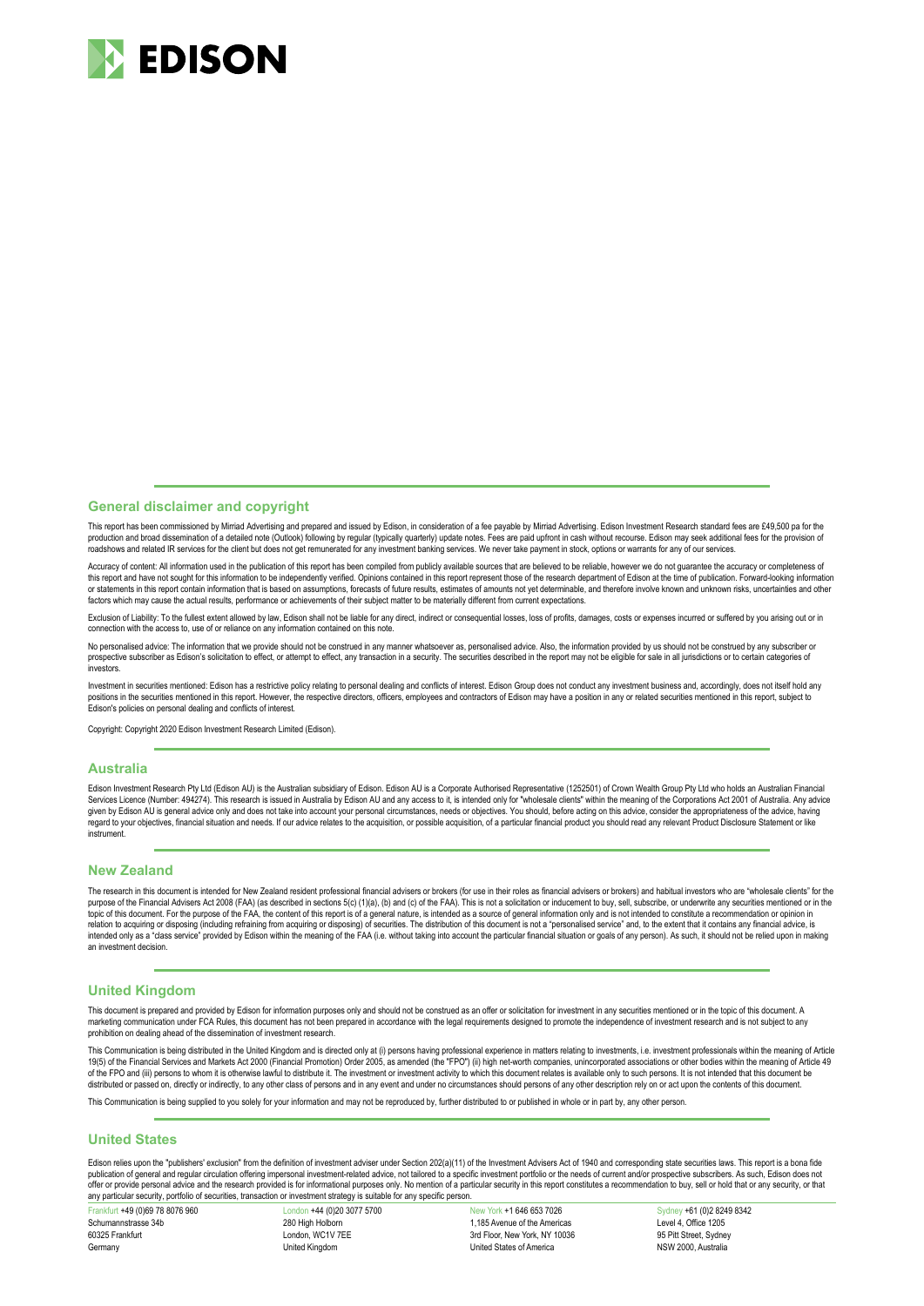# EDISON

## General disclaimer and copyright

This report has been commissioned by Mirriad Advertising and prepared and issued by Edison, in consideration of a fee payable by Mirriad Advertising. Edison Investment Research standard fees are £49,500 pa for the production and broad dissemination of a detailed note (Outlook) following by regular (typically quarterly) update notes. Fees are paid upfront in cash without recourse. Edison may seek additional fees for the provision of roadshows and related IR services for the client but does not get remunerated for any investment banking services. We never take payment in stock, options or warrants for any of our services.

Accuracy of content: All information used in the publication of this report has been compiled from publicly available sources that are believed to be reliable, however we do not guarantee the accuracy or completeness of this report and have not sought for this information to be independently verified. Opinions contained in this report represent those of the research department of Edison at the time of publication. Forward-looking information or statements in this report contain information that is based on assumptions, forecasts of future results, estimates of amounts not yet determinable, and therefore involve known and unknown risks, uncertainties and other factors which may cause the actual results, performance or achievements of their subject matter to be materially different from current expectations.

Exclusion of Liability: To the fullest extent allowed by law, Edison shall not be liable for any direct, indirect or consequential losses, loss of profits, damages, costs or expenses incurred or suffered by you arising out or in connection with the access to, use of or reliance on any information contained on this note.

No personalised advice: The information that we provide should not be construed in any manner whatsoever as, personalised advice. Also, the information provided by us should not be construed by any subscriber or prospective subscriber as Edison's solicitation to effect, or attempt to effect, any transaction in a security. The securities described in the report may not be eligible for sale in all jurisdictions or to certain categories of investors.

Investment in securities mentioned: Edison has a restrictive policy relating to personal dealing and conflicts of interest. Edison Group does not conduct any investment business and, accordingly, does not itself hold any positions in the securities mentioned in this report. However, the respective directors, officers, employees and contractors of Edison may have a position in any or related securities mentioned in this report, subject to Edison's policies on personal dealing and conflicts of interest.

Copyright: Copyright 2020 Edison Investment Research Limited (Edison).

## Australia

Edison Investment Research Pty Ltd (Edison AU) is the Australian subsidiary of Edison. Edison AU is a Corporate Authorised Representative (1252501) of Crown Wealth Group Pty Ltd who holds an Australian Financial Services Licence (Number: 494274). This research is issued in Australia by Edison AU and any access to it, is intended only for "wholesale clients" within the meaning of the Corporations Act 2001 of Australia. Any advice given by Edison AU is general advice only and does not take into account your personal circumstances, needs or objectives. You should, before acting on this advice, consider the appropriateness of the advice, having regard to your objectives, financial situation and needs. If our advice relates to the acquisition, or possible acquisition, of a particular financial product you should read any relevant Product Disclosure Statement or like instrument.

## New Zealand

The research in this document is intended for New Zealand resident professional financial advisers or brokers (for use in their roles as financial advisers or brokers) and habitual investors who are "wholesale clients" for the purpose of the Financial Advisers Act 2008 (FAA) (as described in sections 5(c) (1)(a), (b) and (c) of the FAA). This is not a solicitation or inducement to buy, sell, subscribe, or underwrite any securities mentioned or in the topic of this document. For the purpose of the FAA, the content of this report is of a general nature, is intended as a source of general information only and is not intended to constitute a recommendation or opinion in relation to acquiring or disposing (including refraining from acquiring or disposing) of securities. The distribution of this document is not a "personalised service" and, to the extent that it contains any financial advice, is intended only as a "class service" provided by Edison within the meaning of the FAA (i.e. without taking into account the particular financial situation or goals of any person). As such, it should not be relied upon in making an investment decision.

## United Kingdom

This document is prepared and provided by Edison for information purposes only and should not be construed as an offer or solicitation for investment in any securities mentioned or in the topic of this document. A marketing communication under FCA Rules, this document has not been prepared in accordance with the legal requirements designed to promote the independence of investment research and is not subject to any prohibition on dealing ahead of the dissemination of investment research.

This Communication is being distributed in the United Kingdom and is directed only at (i) persons having professional experience in matters relating to investments, i.e. investment professionals within the meaning of Article 19(5) of the Financial Services and Markets Act 2000 (Financial Promotion) Order 2005, as amended (the "FPO") (ii) high net-worth companies, unincorporated associations or other bodies within the meaning of Article 49 of the FPO and (iii) persons to whom it is otherwise lawful to distribute it. The investment or investment activity to which this document relates is available only to such persons. It is not intended that this document be distributed or passed on, directly or indirectly, to any other class of persons and in any event and under no circumstances should persons of any other description rely on or act upon the contents of this document.

This Communication is being supplied to you solely for your information and may not be reproduced by, further distributed to or published in whole or in part by, any other person.

## United States

Edison relies upon the "publishers' exclusion" from the definition of investment adviser under Section 202(a)(11) of the Investment Advisers Act of 1940 and corresponding state securities laws. This report is a bona fide publication of general and regular circulation offering impersonal investment-related advice, not tailored to a specific investment portfolio or the needs of current and/or prospective subscribers. As such, Edison does not offer or provide personal advice and the research provided is for informational purposes only. No mention of a particular security in this report constitutes a recommendation to buy, sell or hold that or any security, or that any particular security, portfolio of securities, transaction or investment strategy is suitable for any specific person.

Frankfurt +49 (0)69 78 8076 960
Schumannstrasse 34b
60325 Frankfurt
Germany

London +44 (0)20 3077 5700
280 High Holborn
London, WC1V 7EE
United Kingdom

New York +1 646 653 7026
1,185 Avenue of the Americas
3rd Floor, New York, NY 10036
United States of America

Sydney +61 (0)2 8249 8342
Level 4, Office 1205
95 Pitt Street, Sydney
NSW 2000, Australia